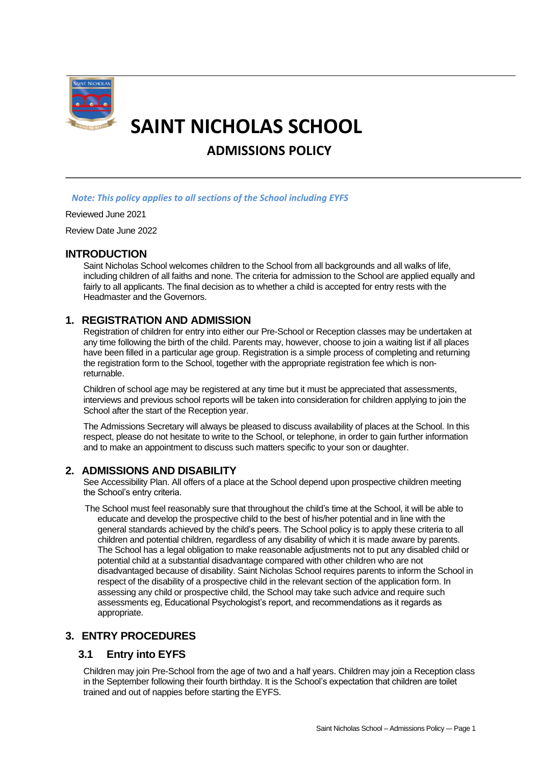# SAINT NICHOLAS SCHOOL

## ADMISSIONS POLICY

*Note: This policy applies to all sections of the School including EYFS*

Reviewed June 2021

Review Date June 2022

## INTRODUCTION

Saint Nicholas School welcomes children to the School from all backgrounds and all walks of life, including children of all faiths and none. The criteria for admission to the School are applied equally and fairly to all applicants. The final decision as to whether a child is accepted for entry rests with the Headmaster and the Governors.

## 1. REGISTRATION AND ADMISSION

Registration of children for entry into either our Pre-School or Reception classes may be undertaken at any time following the birth of the child. Parents may, however, choose to join a waiting list if all places have been filled in a particular age group. Registration is a simple process of completing and returning the registration form to the School, together with the appropriate registration fee which is non-returnable.

Children of school age may be registered at any time but it must be appreciated that assessments, interviews and previous school reports will be taken into consideration for children applying to join the School after the start of the Reception year.

The Admissions Secretary will always be pleased to discuss availability of places at the School. In this respect, please do not hesitate to write to the School, or telephone, in order to gain further information and to make an appointment to discuss such matters specific to your son or daughter.

## 2. ADMISSIONS AND DISABILITY

See Accessibility Plan. All offers of a place at the School depend upon prospective children meeting the School's entry criteria.

The School must feel reasonably sure that throughout the child's time at the School, it will be able to educate and develop the prospective child to the best of his/her potential and in line with the general standards achieved by the child's peers. The School policy is to apply these criteria to all children and potential children, regardless of any disability of which it is made aware by parents. The School has a legal obligation to make reasonable adjustments not to put any disabled child or potential child at a substantial disadvantage compared with other children who are not disadvantaged because of disability. Saint Nicholas School requires parents to inform the School in respect of the disability of a prospective child in the relevant section of the application form. In assessing any child or prospective child, the School may take such advice and require such assessments eg, Educational Psychologist's report, and recommendations as it regards as appropriate.

## 3. ENTRY PROCEDURES

### 3.1 Entry into EYFS

Children may join Pre-School from the age of two and a half years. Children may join a Reception class in the September following their fourth birthday. It is the School's expectation that children are toilet trained and out of nappies before starting the EYFS.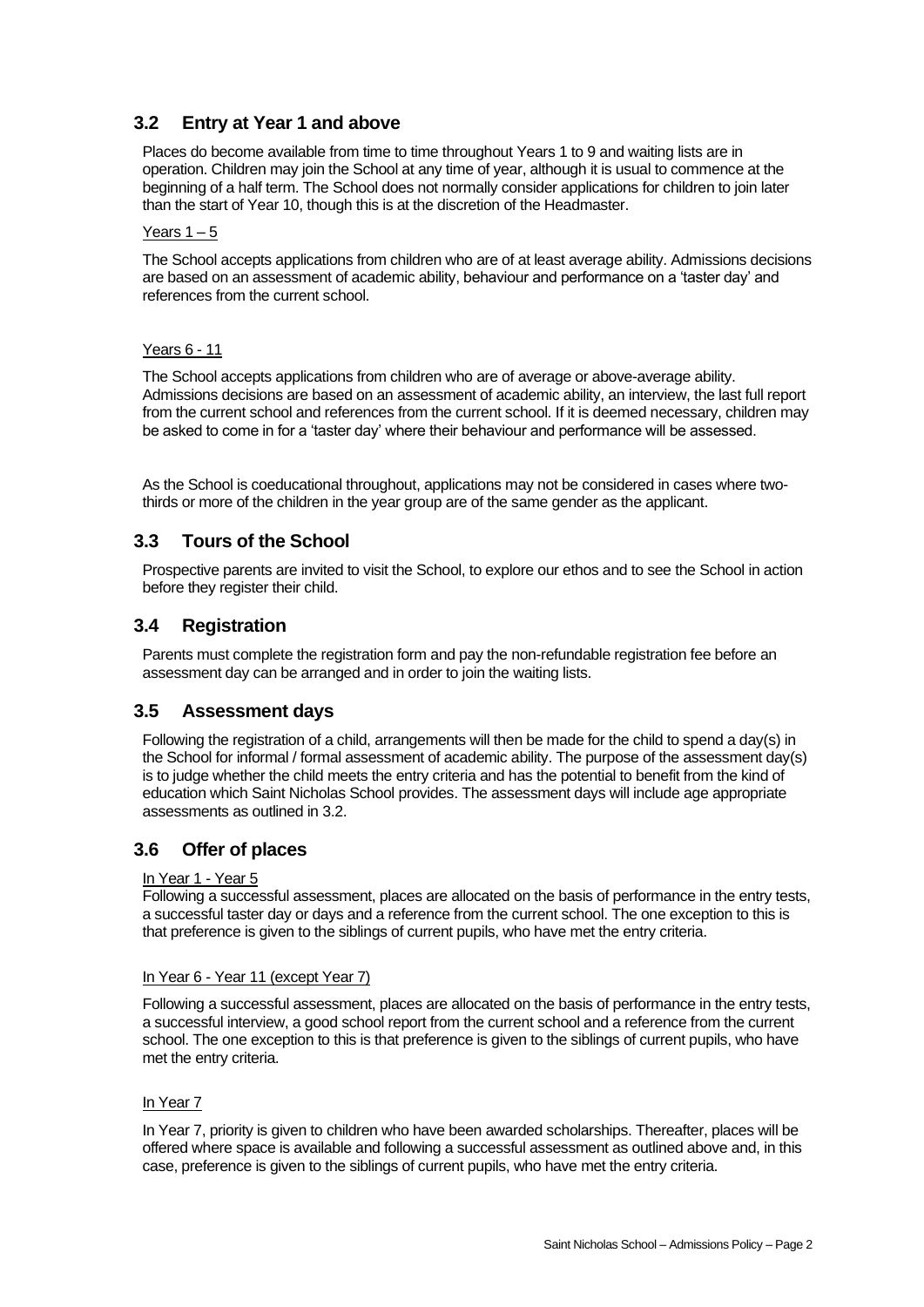## 3.2 Entry at Year 1 and above

Places do become available from time to time throughout Years 1 to 9 and waiting lists are in operation. Children may join the School at any time of year, although it is usual to commence at the beginning of a half term. The School does not normally consider applications for children to join later than the start of Year 10, though this is at the discretion of the Headmaster.

Years 1 – 5

The School accepts applications from children who are of at least average ability. Admissions decisions are based on an assessment of academic ability, behaviour and performance on a 'taster day' and references from the current school.

Years 6 - 11

The School accepts applications from children who are of average or above-average ability. Admissions decisions are based on an assessment of academic ability, an interview, the last full report from the current school and references from the current school. If it is deemed necessary, children may be asked to come in for a 'taster day' where their behaviour and performance will be assessed.

As the School is coeducational throughout, applications may not be considered in cases where two-thirds or more of the children in the year group are of the same gender as the applicant.

## 3.3 Tours of the School

Prospective parents are invited to visit the School, to explore our ethos and to see the School in action before they register their child.

## 3.4 Registration

Parents must complete the registration form and pay the non-refundable registration fee before an assessment day can be arranged and in order to join the waiting lists.

## 3.5 Assessment days

Following the registration of a child, arrangements will then be made for the child to spend a day(s) in the School for informal / formal assessment of academic ability. The purpose of the assessment day(s) is to judge whether the child meets the entry criteria and has the potential to benefit from the kind of education which Saint Nicholas School provides. The assessment days will include age appropriate assessments as outlined in 3.2.

## 3.6 Offer of places

In Year 1 - Year 5

Following a successful assessment, places are allocated on the basis of performance in the entry tests, a successful taster day or days and a reference from the current school. The one exception to this is that preference is given to the siblings of current pupils, who have met the entry criteria.

In Year 6 - Year 11 (except Year 7)

Following a successful assessment, places are allocated on the basis of performance in the entry tests, a successful interview, a good school report from the current school and a reference from the current school. The one exception to this is that preference is given to the siblings of current pupils, who have met the entry criteria.

In Year 7

In Year 7, priority is given to children who have been awarded scholarships. Thereafter, places will be offered where space is available and following a successful assessment as outlined above and, in this case, preference is given to the siblings of current pupils, who have met the entry criteria.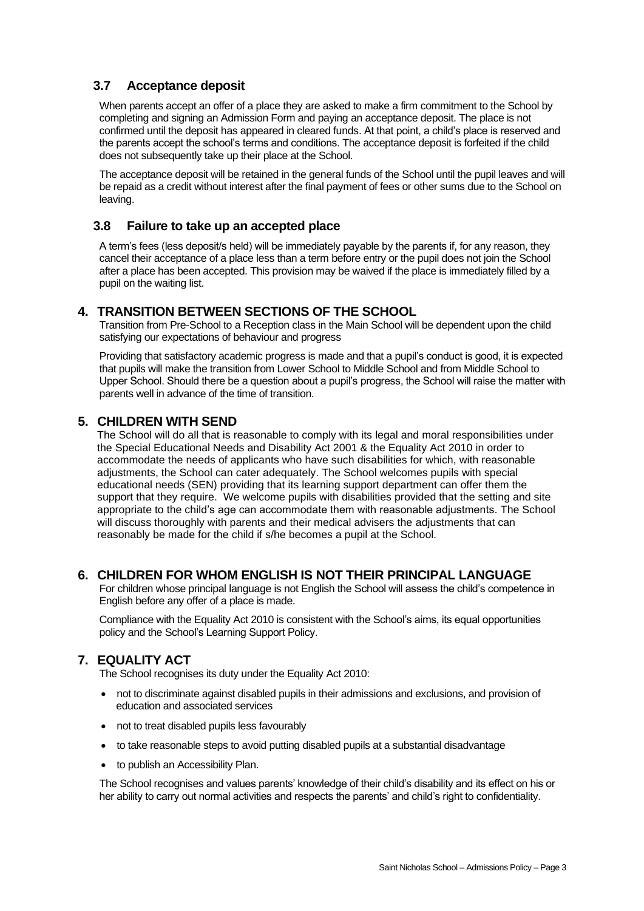### 3.7 Acceptance deposit

When parents accept an offer of a place they are asked to make a firm commitment to the School by completing and signing an Admission Form and paying an acceptance deposit. The place is not confirmed until the deposit has appeared in cleared funds. At that point, a child's place is reserved and the parents accept the school's terms and conditions. The acceptance deposit is forfeited if the child does not subsequently take up their place at the School.

The acceptance deposit will be retained in the general funds of the School until the pupil leaves and will be repaid as a credit without interest after the final payment of fees or other sums due to the School on leaving.

### 3.8 Failure to take up an accepted place

A term's fees (less deposit/s held) will be immediately payable by the parents if, for any reason, they cancel their acceptance of a place less than a term before entry or the pupil does not join the School after a place has been accepted. This provision may be waived if the place is immediately filled by a pupil on the waiting list.

## 4. TRANSITION BETWEEN SECTIONS OF THE SCHOOL

Transition from Pre-School to a Reception class in the Main School will be dependent upon the child satisfying our expectations of behaviour and progress

Providing that satisfactory academic progress is made and that a pupil's conduct is good, it is expected that pupils will make the transition from Lower School to Middle School and from Middle School to Upper School. Should there be a question about a pupil's progress, the School will raise the matter with parents well in advance of the time of transition.

## 5. CHILDREN WITH SEND

The School will do all that is reasonable to comply with its legal and moral responsibilities under the Special Educational Needs and Disability Act 2001 & the Equality Act 2010 in order to accommodate the needs of applicants who have such disabilities for which, with reasonable adjustments, the School can cater adequately. The School welcomes pupils with special educational needs (SEN) providing that its learning support department can offer them the support that they require. We welcome pupils with disabilities provided that the setting and site appropriate to the child's age can accommodate them with reasonable adjustments. The School will discuss thoroughly with parents and their medical advisers the adjustments that can reasonably be made for the child if s/he becomes a pupil at the School.

## 6. CHILDREN FOR WHOM ENGLISH IS NOT THEIR PRINCIPAL LANGUAGE

For children whose principal language is not English the School will assess the child's competence in English before any offer of a place is made.

Compliance with the Equality Act 2010 is consistent with the School's aims, its equal opportunities policy and the School's Learning Support Policy.

## 7. EQUALITY ACT

The School recognises its duty under the Equality Act 2010:

- not to discriminate against disabled pupils in their admissions and exclusions, and provision of education and associated services
- not to treat disabled pupils less favourably
- to take reasonable steps to avoid putting disabled pupils at a substantial disadvantage
- to publish an Accessibility Plan.

The School recognises and values parents' knowledge of their child's disability and its effect on his or her ability to carry out normal activities and respects the parents' and child's right to confidentiality.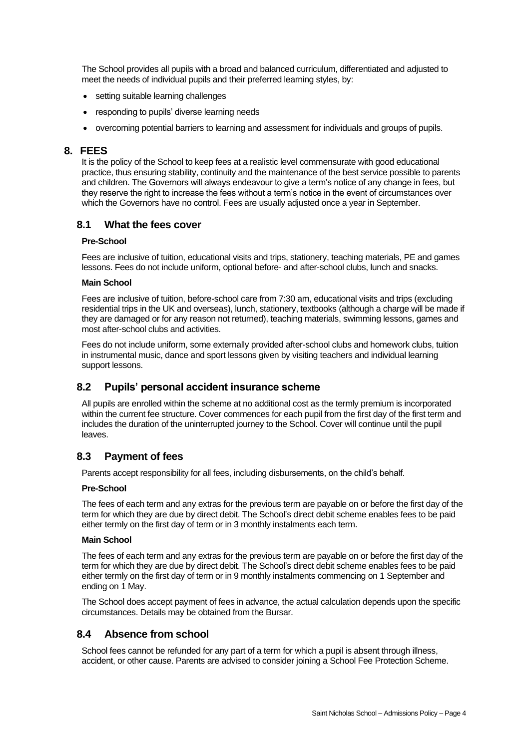The School provides all pupils with a broad and balanced curriculum, differentiated and adjusted to meet the needs of individual pupils and their preferred learning styles, by:

- setting suitable learning challenges
- responding to pupils' diverse learning needs
- overcoming potential barriers to learning and assessment for individuals and groups of pupils.

## 8. FEES

It is the policy of the School to keep fees at a realistic level commensurate with good educational practice, thus ensuring stability, continuity and the maintenance of the best service possible to parents and children. The Governors will always endeavour to give a term's notice of any change in fees, but they reserve the right to increase the fees without a term's notice in the event of circumstances over which the Governors have no control. Fees are usually adjusted once a year in September.

### 8.1 What the fees cover

**Pre-School**

Fees are inclusive of tuition, educational visits and trips, stationery, teaching materials, PE and games lessons. Fees do not include uniform, optional before- and after-school clubs, lunch and snacks.

**Main School**

Fees are inclusive of tuition, before-school care from 7:30 am, educational visits and trips (excluding residential trips in the UK and overseas), lunch, stationery, textbooks (although a charge will be made if they are damaged or for any reason not returned), teaching materials, swimming lessons, games and most after-school clubs and activities.

Fees do not include uniform, some externally provided after-school clubs and homework clubs, tuition in instrumental music, dance and sport lessons given by visiting teachers and individual learning support lessons.

### 8.2 Pupils' personal accident insurance scheme

All pupils are enrolled within the scheme at no additional cost as the termly premium is incorporated within the current fee structure. Cover commences for each pupil from the first day of the first term and includes the duration of the uninterrupted journey to the School. Cover will continue until the pupil leaves.

### 8.3 Payment of fees

Parents accept responsibility for all fees, including disbursements, on the child's behalf.

**Pre-School**

The fees of each term and any extras for the previous term are payable on or before the first day of the term for which they are due by direct debit. The School's direct debit scheme enables fees to be paid either termly on the first day of term or in 3 monthly instalments each term.

**Main School**

The fees of each term and any extras for the previous term are payable on or before the first day of the term for which they are due by direct debit. The School's direct debit scheme enables fees to be paid either termly on the first day of term or in 9 monthly instalments commencing on 1 September and ending on 1 May.

The School does accept payment of fees in advance, the actual calculation depends upon the specific circumstances. Details may be obtained from the Bursar.

### 8.4 Absence from school

School fees cannot be refunded for any part of a term for which a pupil is absent through illness, accident, or other cause. Parents are advised to consider joining a School Fee Protection Scheme.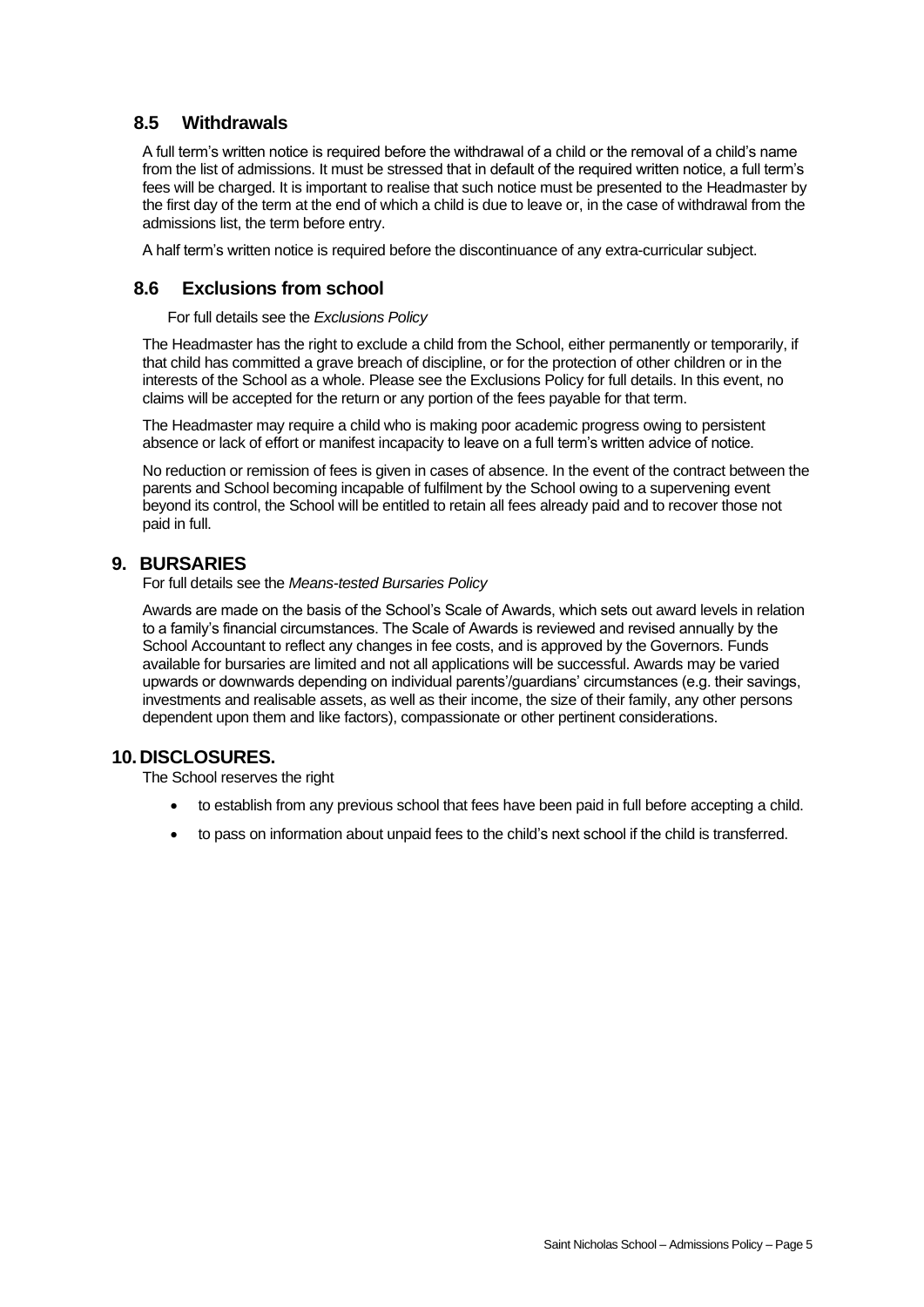### 8.5 Withdrawals

A full term's written notice is required before the withdrawal of a child or the removal of a child's name from the list of admissions. It must be stressed that in default of the required written notice, a full term's fees will be charged. It is important to realise that such notice must be presented to the Headmaster by the first day of the term at the end of which a child is due to leave or, in the case of withdrawal from the admissions list, the term before entry.

A half term's written notice is required before the discontinuance of any extra-curricular subject.

### 8.6 Exclusions from school

For full details see the *Exclusions Policy*

The Headmaster has the right to exclude a child from the School, either permanently or temporarily, if that child has committed a grave breach of discipline, or for the protection of other children or in the interests of the School as a whole. Please see the Exclusions Policy for full details. In this event, no claims will be accepted for the return or any portion of the fees payable for that term.

The Headmaster may require a child who is making poor academic progress owing to persistent absence or lack of effort or manifest incapacity to leave on a full term's written advice of notice.

No reduction or remission of fees is given in cases of absence. In the event of the contract between the parents and School becoming incapable of fulfilment by the School owing to a supervening event beyond its control, the School will be entitled to retain all fees already paid and to recover those not paid in full.

## 9. BURSARIES

For full details see the *Means-tested Bursaries Policy*

Awards are made on the basis of the School's Scale of Awards, which sets out award levels in relation to a family's financial circumstances. The Scale of Awards is reviewed and revised annually by the School Accountant to reflect any changes in fee costs, and is approved by the Governors. Funds available for bursaries are limited and not all applications will be successful. Awards may be varied upwards or downwards depending on individual parents'/guardians' circumstances (e.g. their savings, investments and realisable assets, as well as their income, the size of their family, any other persons dependent upon them and like factors), compassionate or other pertinent considerations.

## 10. DISCLOSURES.

The School reserves the right

- to establish from any previous school that fees have been paid in full before accepting a child.
- to pass on information about unpaid fees to the child's next school if the child is transferred.